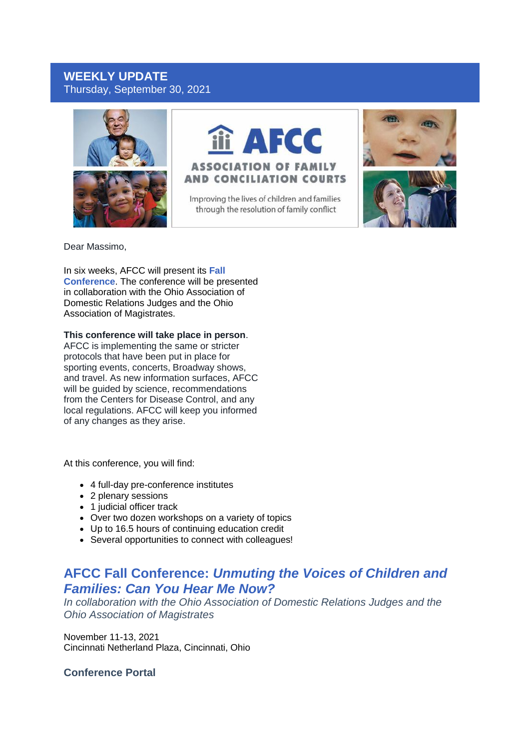# WEEKLY UPDATE

Thursday, September 30, 2021

AFCC
ASSOCIATION OF FAMILY AND CONCILIATION COURTS
Improving the lives of children and families through the resolution of family conflict

Dear Massimo,

In six weeks, AFCC will present its **Fall Conference**. The conference will be presented in collaboration with the Ohio Association of Domestic Relations Judges and the Ohio Association of Magistrates.

**This conference will take place in person**. AFCC is implementing the same or stricter protocols that have been put in place for sporting events, concerts, Broadway shows, and travel. As new information surfaces, AFCC will be guided by science, recommendations from the Centers for Disease Control, and any local regulations. AFCC will keep you informed of any changes as they arise.

At this conference, you will find:

- 4 full-day pre-conference institutes
- 2 plenary sessions
- 1 judicial officer track
- Over two dozen workshops on a variety of topics
- Up to 16.5 hours of continuing education credit
- Several opportunities to connect with colleagues!

## AFCC Fall Conference: *Unmuting the Voices of Children and Families: Can You Hear Me Now?*

*In collaboration with the Ohio Association of Domestic Relations Judges and the Ohio Association of Magistrates*

November 11-13, 2021
Cincinnati Netherland Plaza, Cincinnati, Ohio

**Conference Portal**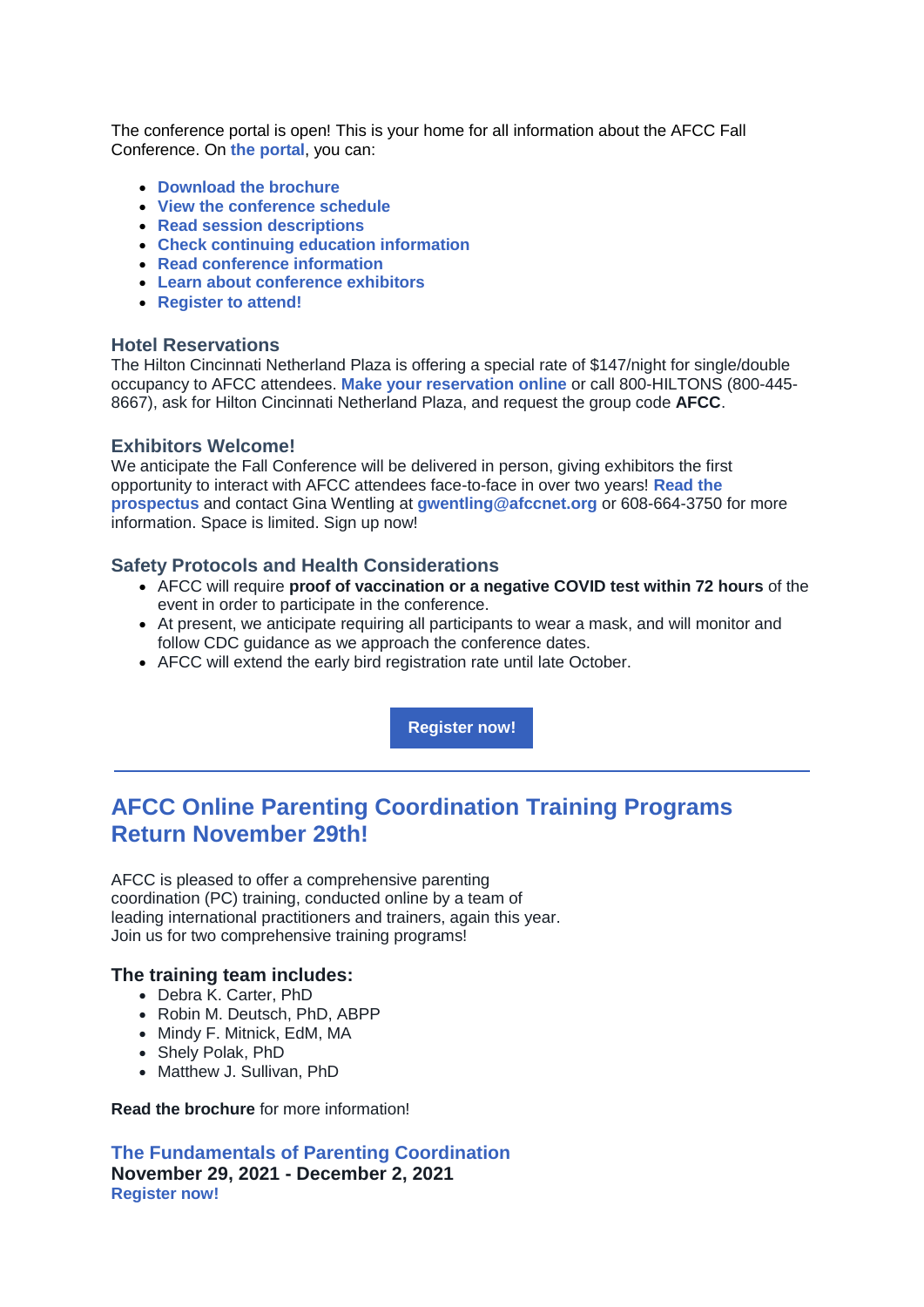The conference portal is open! This is your home for all information about the AFCC Fall Conference. On **the portal**, you can:

- **Download the brochure**
- **View the conference schedule**
- **Read session descriptions**
- **Check continuing education information**
- **Read conference information**
- **Learn about conference exhibitors**
- **Register to attend!**

### Hotel Reservations

The Hilton Cincinnati Netherland Plaza is offering a special rate of $147/night for single/double occupancy to AFCC attendees. **Make your reservation online** or call 800-HILTONS (800-445-8667), ask for Hilton Cincinnati Netherland Plaza, and request the group code **AFCC**.

### Exhibitors Welcome!

We anticipate the Fall Conference will be delivered in person, giving exhibitors the first opportunity to interact with AFCC attendees face-to-face in over two years! **Read the prospectus** and contact Gina Wentling at **gwentling@afccnet.org** or 608-664-3750 for more information. Space is limited. Sign up now!

### Safety Protocols and Health Considerations

- AFCC will require **proof of vaccination or a negative COVID test within 72 hours** of the event in order to participate in the conference.
- At present, we anticipate requiring all participants to wear a mask, and will monitor and follow CDC guidance as we approach the conference dates.
- AFCC will extend the early bird registration rate until late October.

**Register now!**

---

## AFCC Online Parenting Coordination Training Programs Return November 29th!

AFCC is pleased to offer a comprehensive parenting coordination (PC) training, conducted online by a team of leading international practitioners and trainers, again this year. Join us for two comprehensive training programs!

### The training team includes:

- Debra K. Carter, PhD
- Robin M. Deutsch, PhD, ABPP
- Mindy F. Mitnick, EdM, MA
- Shely Polak, PhD
- Matthew J. Sullivan, PhD

**Read the brochure** for more information!

### The Fundamentals of Parenting Coordination

**November 29, 2021 - December 2, 2021**
**Register now!**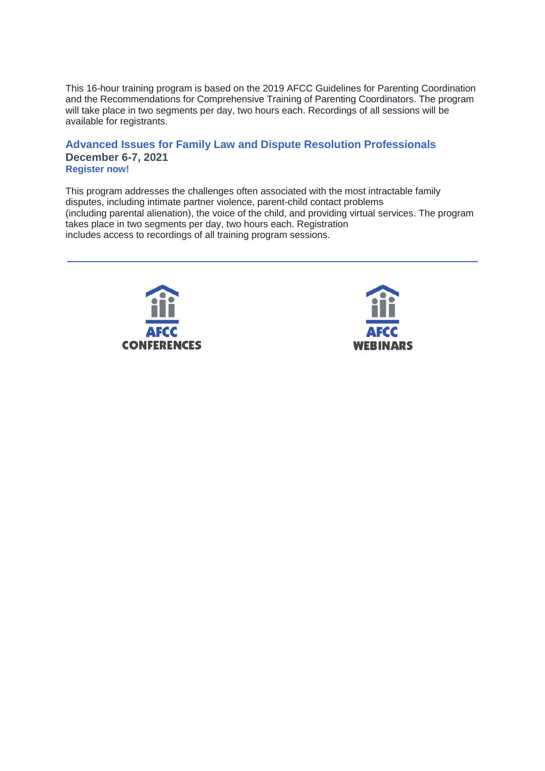This 16-hour training program is based on the 2019 AFCC Guidelines for Parenting Coordination and the Recommendations for Comprehensive Training of Parenting Coordinators. The program will take place in two segments per day, two hours each. Recordings of all sessions will be available for registrants.

### Advanced Issues for Family Law and Dispute Resolution Professionals

**December 6-7, 2021**

**Register now!**

This program addresses the challenges often associated with the most intractable family disputes, including intimate partner violence, parent-child contact problems (including parental alienation), the voice of the child, and providing virtual services. The program takes place in two segments per day, two hours each. Registration includes access to recordings of all training program sessions.

---

AFCC CONFERENCES

AFCC WEBINARS